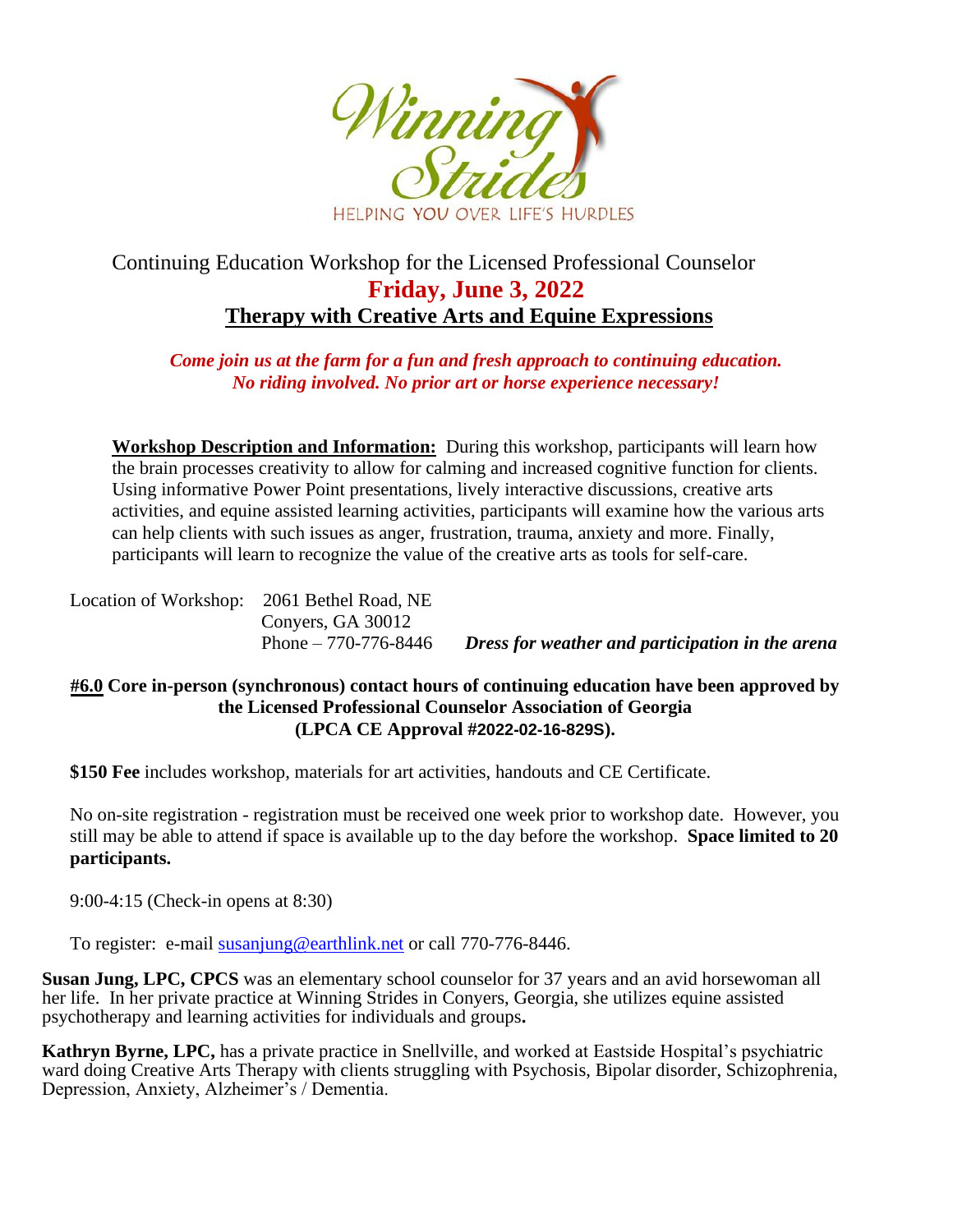Winning Strides

HELPING YOU OVER LIFE'S HURDLES

Continuing Education Workshop for the Licensed Professional Counselor

## Friday, June 3, 2022

## Therapy with Creative Arts and Equine Expressions

***Come join us at the farm for a fun and fresh approach to continuing education. No riding involved. No prior art or horse experience necessary!***

**Workshop Description and Information:** During this workshop, participants will learn how the brain processes creativity to allow for calming and increased cognitive function for clients. Using informative Power Point presentations, lively interactive discussions, creative arts activities, and equine assisted learning activities, participants will examine how the various arts can help clients with such issues as anger, frustration, trauma, anxiety and more. Finally, participants will learn to recognize the value of the creative arts as tools for self-care.

Location of Workshop: 2061 Bethel Road, NE
Conyers, GA 30012
Phone – 770-776-8446 ***Dress for weather and participation in the arena***

**#6.0 Core in-person (synchronous) contact hours of continuing education have been approved by the Licensed Professional Counselor Association of Georgia (LPCA CE Approval #2022-02-16-829S).**

**$150 Fee** includes workshop, materials for art activities, handouts and CE Certificate.

No on-site registration - registration must be received one week prior to workshop date. However, you still may be able to attend if space is available up to the day before the workshop. **Space limited to 20 participants.**

9:00-4:15 (Check-in opens at 8:30)

To register: e-mail susanjung@earthlink.net or call 770-776-8446.

**Susan Jung, LPC, CPCS** was an elementary school counselor for 37 years and an avid horsewoman all her life. In her private practice at Winning Strides in Conyers, Georgia, she utilizes equine assisted psychotherapy and learning activities for individuals and groups**.**

**Kathryn Byrne, LPC,** has a private practice in Snellville, and worked at Eastside Hospital's psychiatric ward doing Creative Arts Therapy with clients struggling with Psychosis, Bipolar disorder, Schizophrenia, Depression, Anxiety, Alzheimer's / Dementia.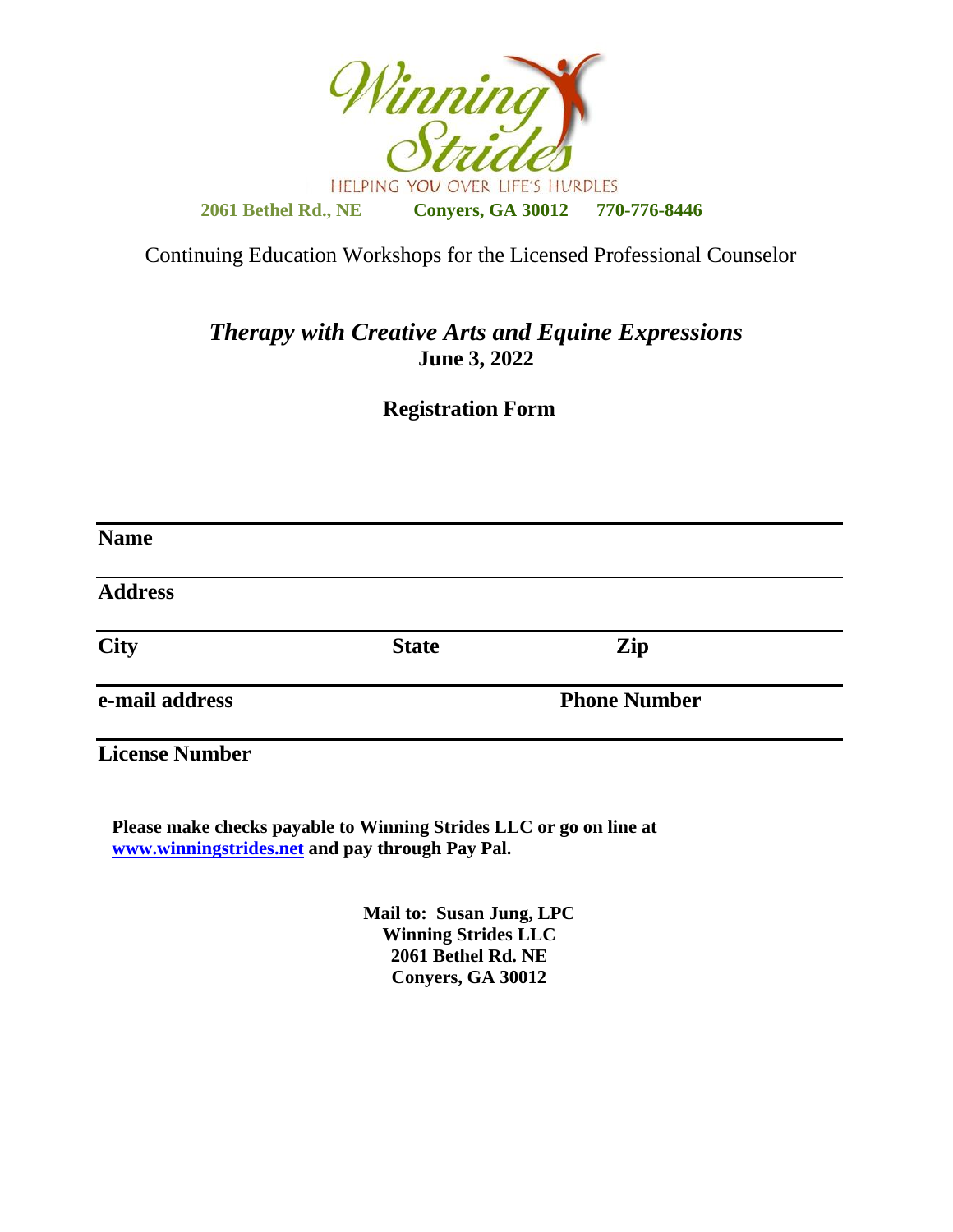Winning Strides

HELPING YOU OVER LIFE'S HURDLES

**2061 Bethel Rd., NE** **Conyers, GA 30012** **770-776-8446**

Continuing Education Workshops for the Licensed Professional Counselor

## ***Therapy with Creative Arts and Equine Expressions***
**June 3, 2022**

## Registration Form

**Name**

**Address**

**City** **State** **Zip**

**e-mail address** **Phone Number**

**License Number**

**Please make checks payable to Winning Strides LLC or go on line at [www.winningstrides.net](www.winningstrides.net) and pay through Pay Pal.**

**Mail to: Susan Jung, LPC**
**Winning Strides LLC**
**2061 Bethel Rd. NE**
**Conyers, GA 30012**